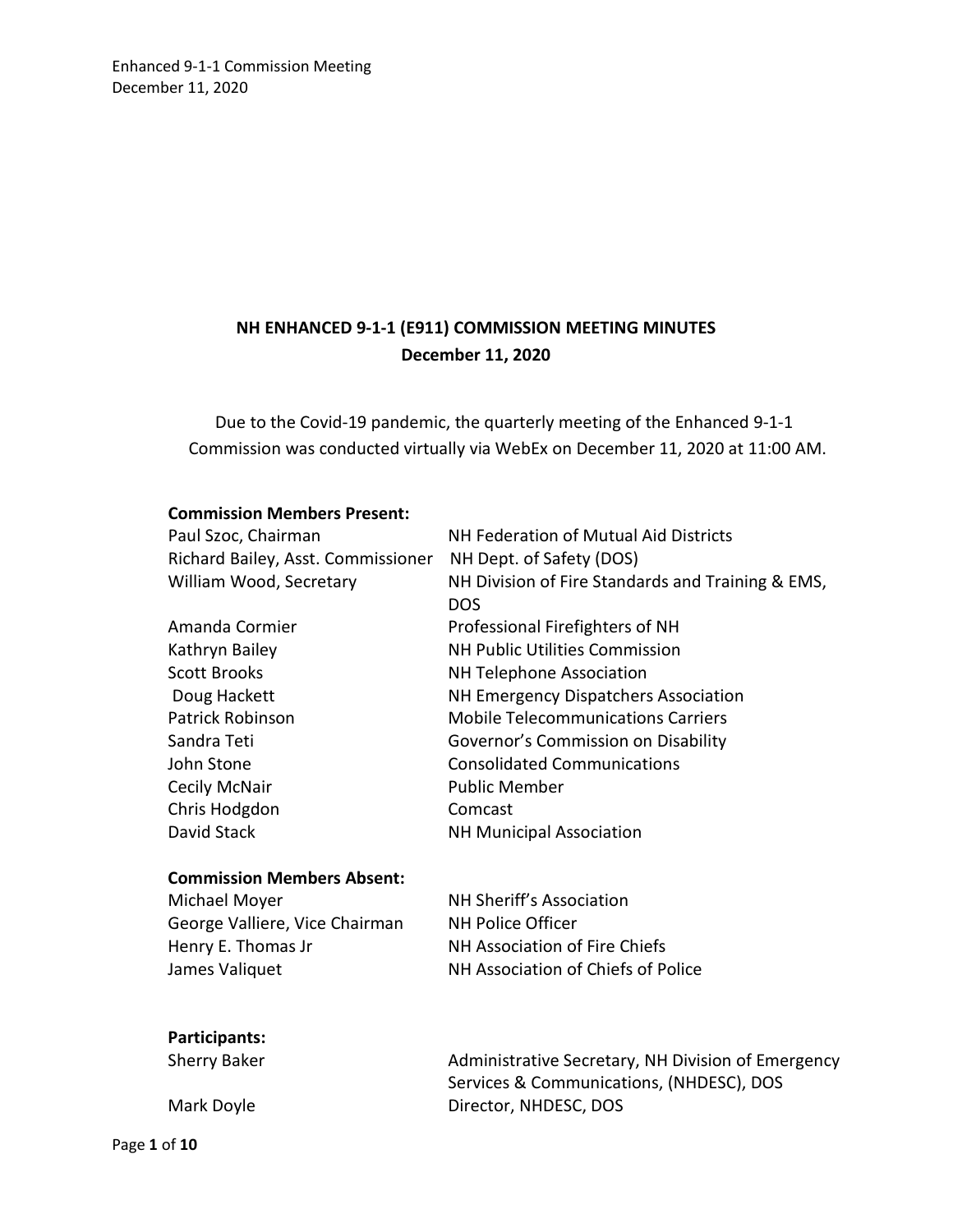# NH ENHANCED 9-1-1 (E911) COMMISSION MEETING MINUTES
## December 11, 2020

Due to the Covid-19 pandemic, the quarterly meeting of the Enhanced 9-1-1 Commission was conducted virtually via WebEx on December 11, 2020 at 11:00 AM.

**Commission Members Present:**

| | |
|---|---|
| Paul Szoc, Chairman | NH Federation of Mutual Aid Districts |
| Richard Bailey, Asst. Commissioner | NH Dept. of Safety (DOS) |
| William Wood, Secretary | NH Division of Fire Standards and Training & EMS, DOS |
| Amanda Cormier | Professional Firefighters of NH |
| Kathryn Bailey | NH Public Utilities Commission |
| Scott Brooks | NH Telephone Association |
| Doug Hackett | NH Emergency Dispatchers Association |
| Patrick Robinson | Mobile Telecommunications Carriers |
| Sandra Teti | Governor's Commission on Disability |
| John Stone | Consolidated Communications |
| Cecily McNair | Public Member |
| Chris Hodgdon | Comcast |
| David Stack | NH Municipal Association |

**Commission Members Absent:**

| | |
|---|---|
| Michael Moyer | NH Sheriff's Association |
| George Valliere, Vice Chairman | NH Police Officer |
| Henry E. Thomas Jr | NH Association of Fire Chiefs |
| James Valiquet | NH Association of Chiefs of Police |

**Participants:**

| | |
|---|---|
| Sherry Baker | Administrative Secretary, NH Division of Emergency Services & Communications, (NHDESC), DOS |
| Mark Doyle | Director, NHDESC, DOS |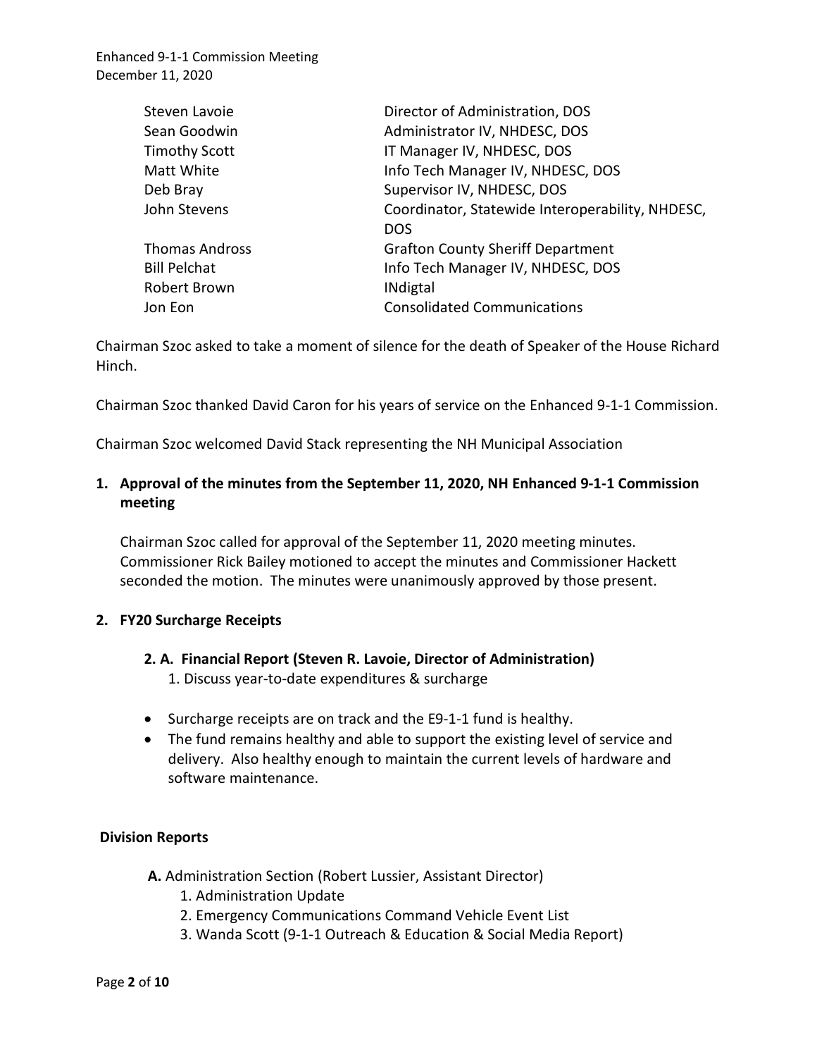| | |
|---|---|
| Steven Lavoie | Director of Administration, DOS |
| Sean Goodwin | Administrator IV, NHDESC, DOS |
| Timothy Scott | IT Manager IV, NHDESC, DOS |
| Matt White | Info Tech Manager IV, NHDESC, DOS |
| Deb Bray | Supervisor IV, NHDESC, DOS |
| John Stevens | Coordinator, Statewide Interoperability, NHDESC, DOS |
| Thomas Andross | Grafton County Sheriff Department |
| Bill Pelchat | Info Tech Manager IV, NHDESC, DOS |
| Robert Brown | INdigtal |
| Jon Eon | Consolidated Communications |

Chairman Szoc asked to take a moment of silence for the death of Speaker of the House Richard Hinch.

Chairman Szoc thanked David Caron for his years of service on the Enhanced 9-1-1 Commission.

Chairman Szoc welcomed David Stack representing the NH Municipal Association

**1. Approval of the minutes from the September 11, 2020, NH Enhanced 9-1-1 Commission meeting**

Chairman Szoc called for approval of the September 11, 2020 meeting minutes. Commissioner Rick Bailey motioned to accept the minutes and Commissioner Hackett seconded the motion. The minutes were unanimously approved by those present.

**2. FY20 Surcharge Receipts**

**2. A. Financial Report (Steven R. Lavoie, Director of Administration)**

1. Discuss year-to-date expenditures & surcharge

- Surcharge receipts are on track and the E9-1-1 fund is healthy.
- The fund remains healthy and able to support the existing level of service and delivery. Also healthy enough to maintain the current levels of hardware and software maintenance.

**Division Reports**

**A.** Administration Section (Robert Lussier, Assistant Director)

1. Administration Update
2. Emergency Communications Command Vehicle Event List
3. Wanda Scott (9-1-1 Outreach & Education & Social Media Report)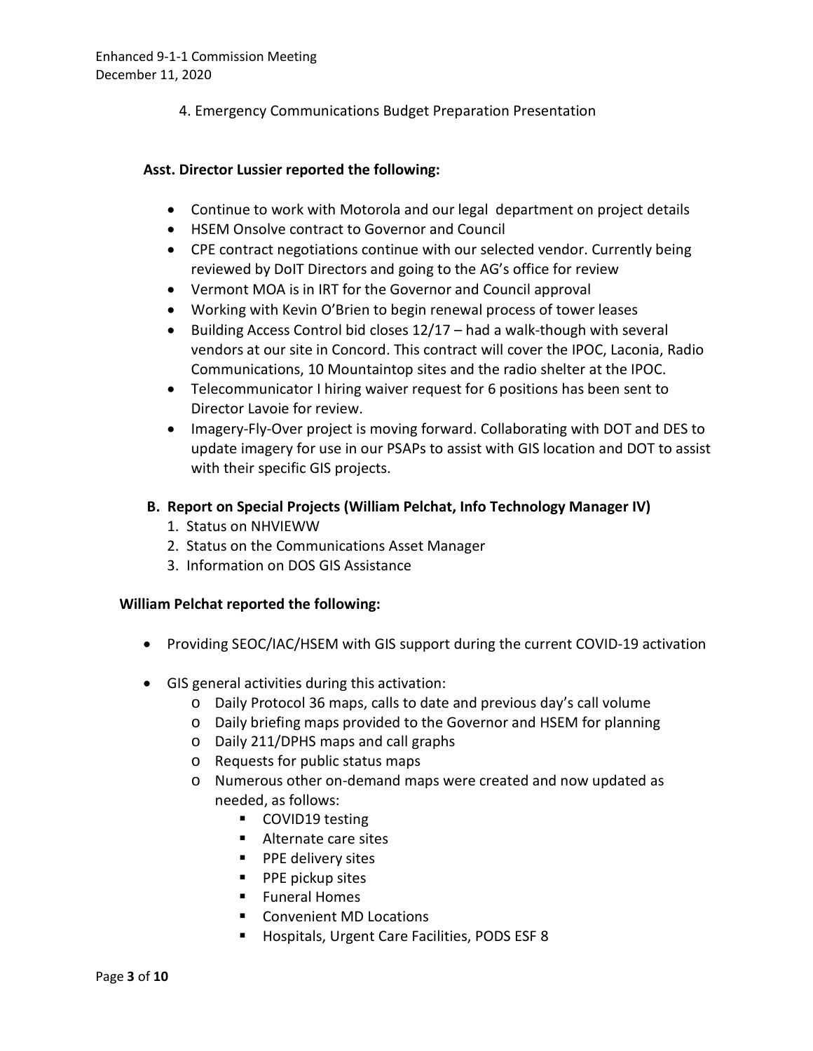4. Emergency Communications Budget Preparation Presentation

**Asst. Director Lussier reported the following:**

- Continue to work with Motorola and our legal department on project details
- HSEM Onsolve contract to Governor and Council
- CPE contract negotiations continue with our selected vendor. Currently being reviewed by DoIT Directors and going to the AG's office for review
- Vermont MOA is in IRT for the Governor and Council approval
- Working with Kevin O'Brien to begin renewal process of tower leases
- Building Access Control bid closes 12/17 – had a walk-though with several vendors at our site in Concord. This contract will cover the IPOC, Laconia, Radio Communications, 10 Mountaintop sites and the radio shelter at the IPOC.
- Telecommunicator I hiring waiver request for 6 positions has been sent to Director Lavoie for review.
- Imagery-Fly-Over project is moving forward. Collaborating with DOT and DES to update imagery for use in our PSAPs to assist with GIS location and DOT to assist with their specific GIS projects.

**B. Report on Special Projects (William Pelchat, Info Technology Manager IV)**

1. Status on NHVIEWW
2. Status on the Communications Asset Manager
3. Information on DOS GIS Assistance

**William Pelchat reported the following:**

- Providing SEOC/IAC/HSEM with GIS support during the current COVID-19 activation
- GIS general activities during this activation:
  - Daily Protocol 36 maps, calls to date and previous day's call volume
  - Daily briefing maps provided to the Governor and HSEM for planning
  - Daily 211/DPHS maps and call graphs
  - Requests for public status maps
  - Numerous other on-demand maps were created and now updated as needed, as follows:
    - COVID19 testing
    - Alternate care sites
    - PPE delivery sites
    - PPE pickup sites
    - Funeral Homes
    - Convenient MD Locations
    - Hospitals, Urgent Care Facilities, PODS ESF 8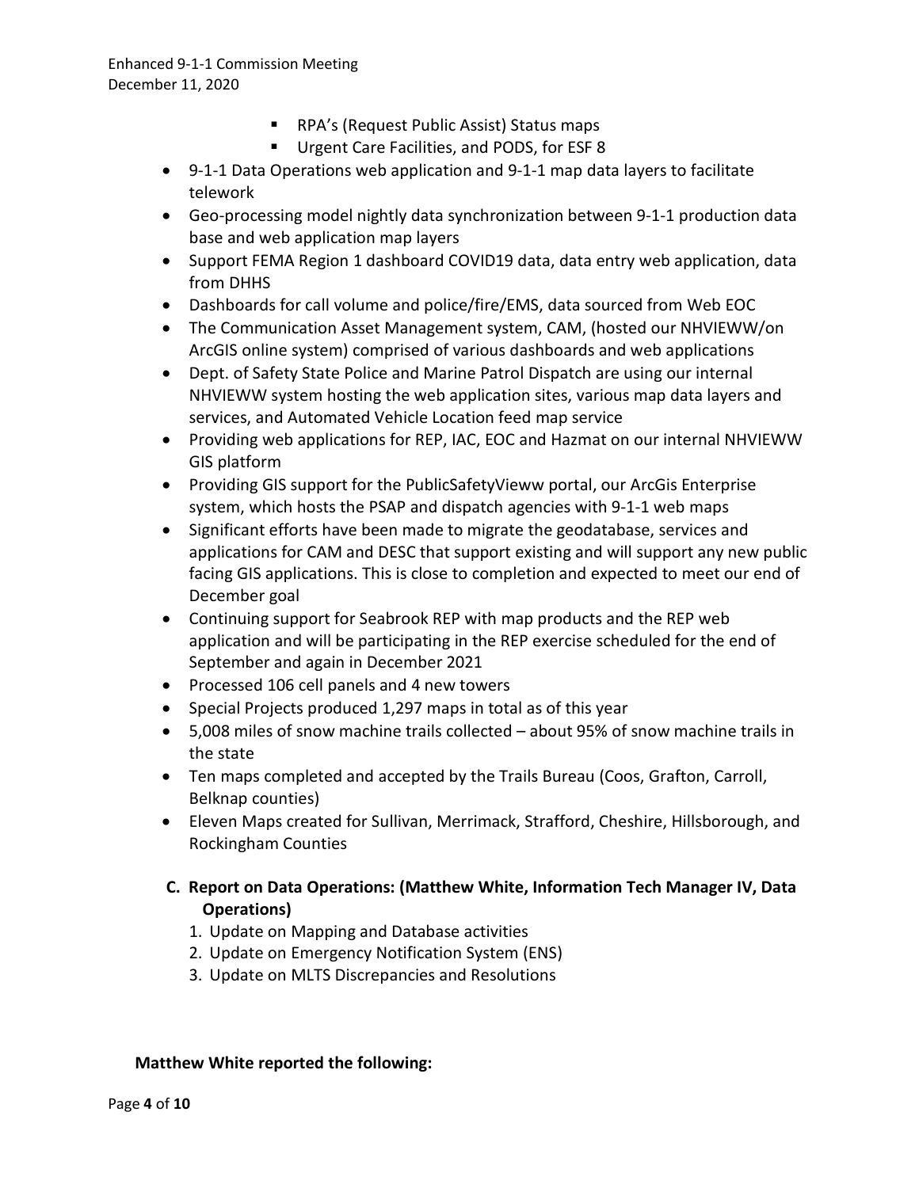- RPA's (Request Public Assist) Status maps
    - Urgent Care Facilities, and PODS, for ESF 8
- 9-1-1 Data Operations web application and 9-1-1 map data layers to facilitate telework
- Geo-processing model nightly data synchronization between 9-1-1 production data base and web application map layers
- Support FEMA Region 1 dashboard COVID19 data, data entry web application, data from DHHS
- Dashboards for call volume and police/fire/EMS, data sourced from Web EOC
- The Communication Asset Management system, CAM, (hosted our NHVIEWW/on ArcGIS online system) comprised of various dashboards and web applications
- Dept. of Safety State Police and Marine Patrol Dispatch are using our internal NHVIEWW system hosting the web application sites, various map data layers and services, and Automated Vehicle Location feed map service
- Providing web applications for REP, IAC, EOC and Hazmat on our internal NHVIEWW GIS platform
- Providing GIS support for the PublicSafetyVieww portal, our ArcGis Enterprise system, which hosts the PSAP and dispatch agencies with 9-1-1 web maps
- Significant efforts have been made to migrate the geodatabase, services and applications for CAM and DESC that support existing and will support any new public facing GIS applications. This is close to completion and expected to meet our end of December goal
- Continuing support for Seabrook REP with map products and the REP web application and will be participating in the REP exercise scheduled for the end of September and again in December 2021
- Processed 106 cell panels and 4 new towers
- Special Projects produced 1,297 maps in total as of this year
- 5,008 miles of snow machine trails collected – about 95% of snow machine trails in the state
- Ten maps completed and accepted by the Trails Bureau (Coos, Grafton, Carroll, Belknap counties)
- Eleven Maps created for Sullivan, Merrimack, Strafford, Cheshire, Hillsborough, and Rockingham Counties

**C. Report on Data Operations: (Matthew White, Information Tech Manager IV, Data Operations)**

1. Update on Mapping and Database activities
2. Update on Emergency Notification System (ENS)
3. Update on MLTS Discrepancies and Resolutions

**Matthew White reported the following:**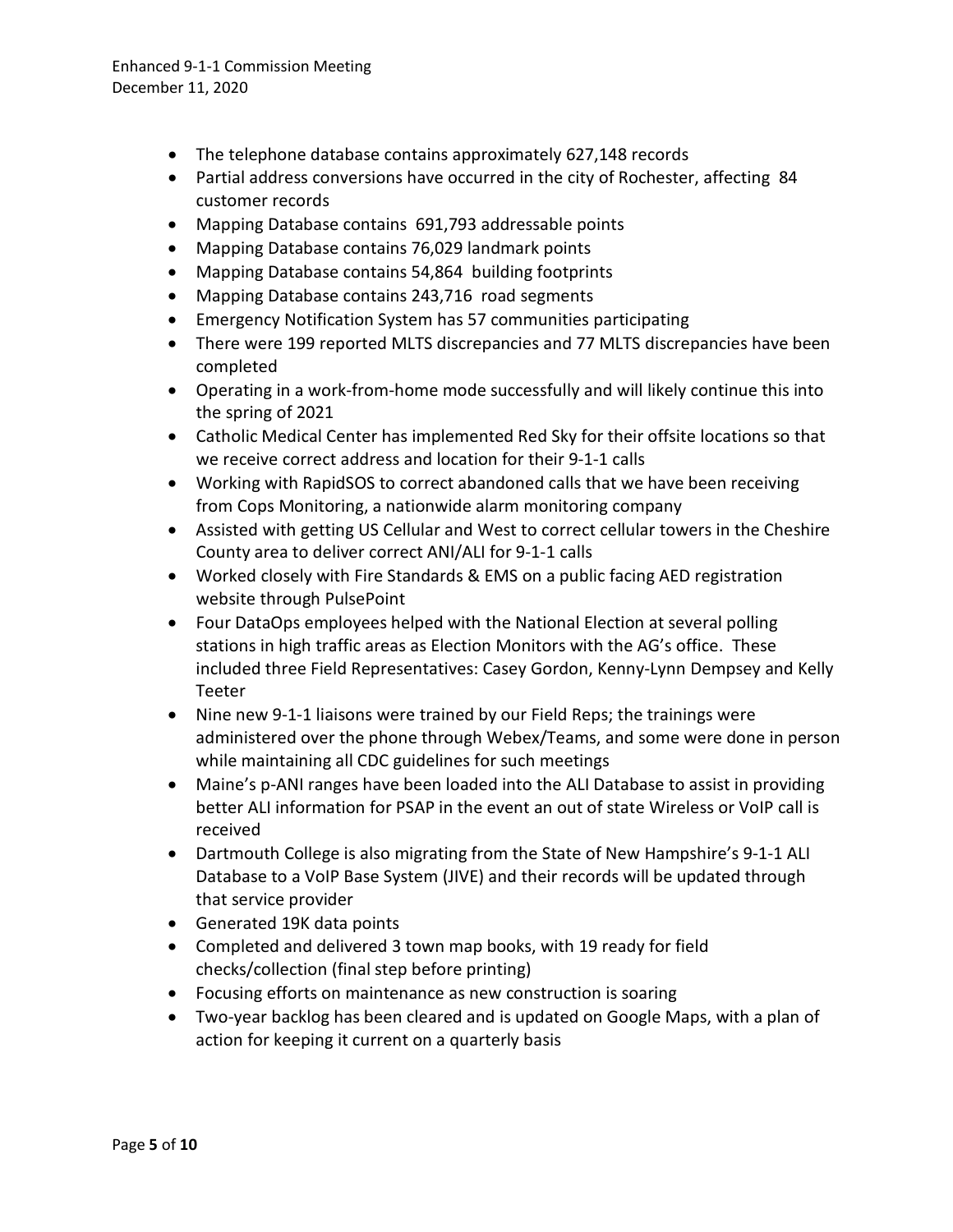- The telephone database contains approximately 627,148 records
- Partial address conversions have occurred in the city of Rochester, affecting 84 customer records
- Mapping Database contains 691,793 addressable points
- Mapping Database contains 76,029 landmark points
- Mapping Database contains 54,864 building footprints
- Mapping Database contains 243,716 road segments
- Emergency Notification System has 57 communities participating
- There were 199 reported MLTS discrepancies and 77 MLTS discrepancies have been completed
- Operating in a work-from-home mode successfully and will likely continue this into the spring of 2021
- Catholic Medical Center has implemented Red Sky for their offsite locations so that we receive correct address and location for their 9-1-1 calls
- Working with RapidSOS to correct abandoned calls that we have been receiving from Cops Monitoring, a nationwide alarm monitoring company
- Assisted with getting US Cellular and West to correct cellular towers in the Cheshire County area to deliver correct ANI/ALI for 9-1-1 calls
- Worked closely with Fire Standards & EMS on a public facing AED registration website through PulsePoint
- Four DataOps employees helped with the National Election at several polling stations in high traffic areas as Election Monitors with the AG's office. These included three Field Representatives: Casey Gordon, Kenny-Lynn Dempsey and Kelly Teeter
- Nine new 9-1-1 liaisons were trained by our Field Reps; the trainings were administered over the phone through Webex/Teams, and some were done in person while maintaining all CDC guidelines for such meetings
- Maine's p-ANI ranges have been loaded into the ALI Database to assist in providing better ALI information for PSAP in the event an out of state Wireless or VoIP call is received
- Dartmouth College is also migrating from the State of New Hampshire's 9-1-1 ALI Database to a VoIP Base System (JIVE) and their records will be updated through that service provider
- Generated 19K data points
- Completed and delivered 3 town map books, with 19 ready for field checks/collection (final step before printing)
- Focusing efforts on maintenance as new construction is soaring
- Two-year backlog has been cleared and is updated on Google Maps, with a plan of action for keeping it current on a quarterly basis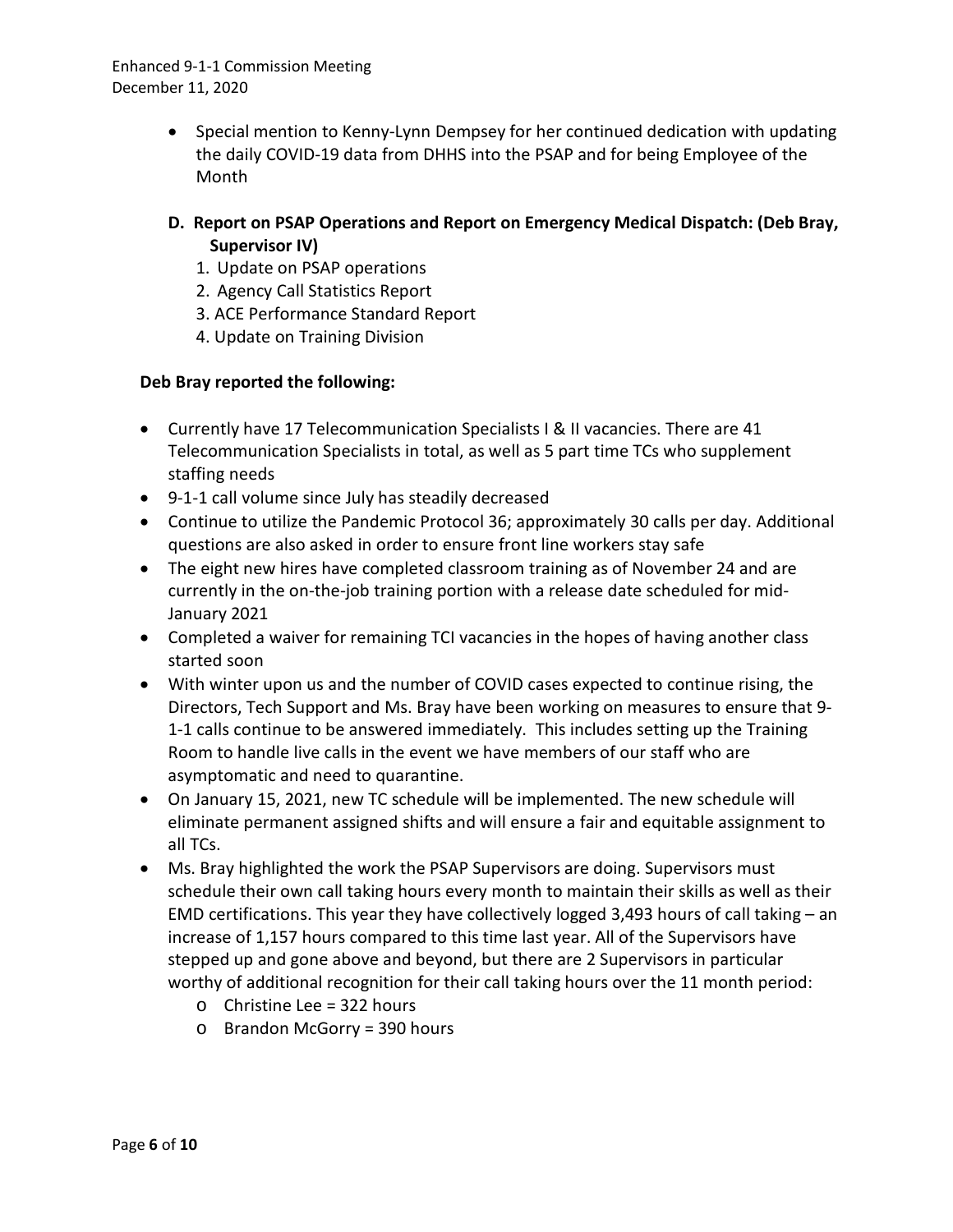- Special mention to Kenny-Lynn Dempsey for her continued dedication with updating the daily COVID-19 data from DHHS into the PSAP and for being Employee of the Month

### D. Report on PSAP Operations and Report on Emergency Medical Dispatch: (Deb Bray, Supervisor IV)

1. Update on PSAP operations
2. Agency Call Statistics Report
3. ACE Performance Standard Report
4. Update on Training Division

**Deb Bray reported the following:**

- Currently have 17 Telecommunication Specialists I & II vacancies. There are 41 Telecommunication Specialists in total, as well as 5 part time TCs who supplement staffing needs
- 9-1-1 call volume since July has steadily decreased
- Continue to utilize the Pandemic Protocol 36; approximately 30 calls per day. Additional questions are also asked in order to ensure front line workers stay safe
- The eight new hires have completed classroom training as of November 24 and are currently in the on-the-job training portion with a release date scheduled for mid-January 2021
- Completed a waiver for remaining TCI vacancies in the hopes of having another class started soon
- With winter upon us and the number of COVID cases expected to continue rising, the Directors, Tech Support and Ms. Bray have been working on measures to ensure that 9-1-1 calls continue to be answered immediately. This includes setting up the Training Room to handle live calls in the event we have members of our staff who are asymptomatic and need to quarantine.
- On January 15, 2021, new TC schedule will be implemented. The new schedule will eliminate permanent assigned shifts and will ensure a fair and equitable assignment to all TCs.
- Ms. Bray highlighted the work the PSAP Supervisors are doing. Supervisors must schedule their own call taking hours every month to maintain their skills as well as their EMD certifications. This year they have collectively logged 3,493 hours of call taking – an increase of 1,157 hours compared to this time last year. All of the Supervisors have stepped up and gone above and beyond, but there are 2 Supervisors in particular worthy of additional recognition for their call taking hours over the 11 month period:
  - Christine Lee = 322 hours
  - Brandon McGorry = 390 hours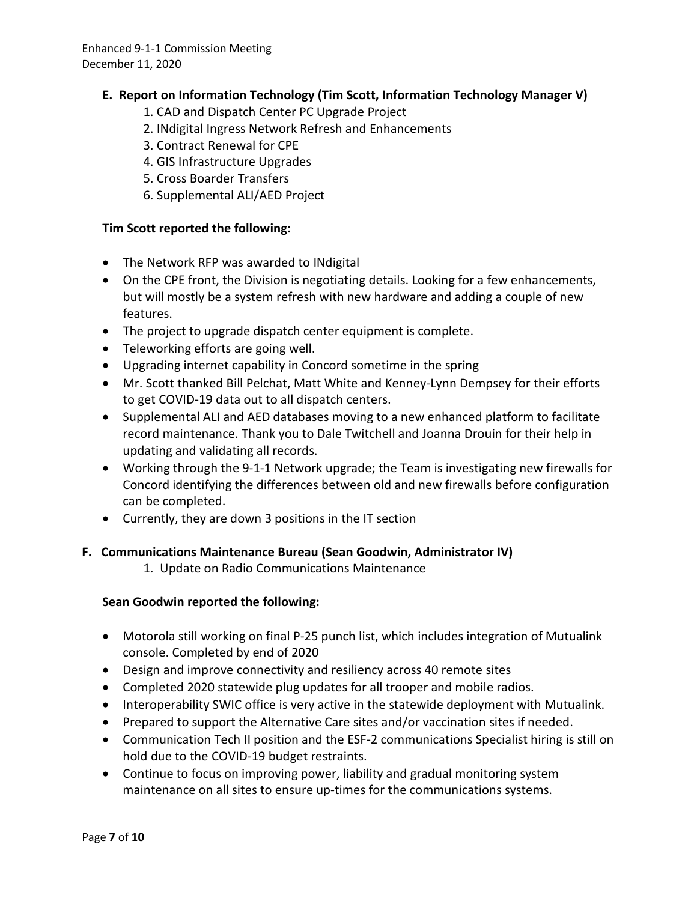### E. Report on Information Technology (Tim Scott, Information Technology Manager V)

1. CAD and Dispatch Center PC Upgrade Project
2. INdigital Ingress Network Refresh and Enhancements
3. Contract Renewal for CPE
4. GIS Infrastructure Upgrades
5. Cross Boarder Transfers
6. Supplemental ALI/AED Project

**Tim Scott reported the following:**

- The Network RFP was awarded to INdigital
- On the CPE front, the Division is negotiating details. Looking for a few enhancements, but will mostly be a system refresh with new hardware and adding a couple of new features.
- The project to upgrade dispatch center equipment is complete.
- Teleworking efforts are going well.
- Upgrading internet capability in Concord sometime in the spring
- Mr. Scott thanked Bill Pelchat, Matt White and Kenney-Lynn Dempsey for their efforts to get COVID-19 data out to all dispatch centers.
- Supplemental ALI and AED databases moving to a new enhanced platform to facilitate record maintenance. Thank you to Dale Twitchell and Joanna Drouin for their help in updating and validating all records.
- Working through the 9-1-1 Network upgrade; the Team is investigating new firewalls for Concord identifying the differences between old and new firewalls before configuration can be completed.
- Currently, they are down 3 positions in the IT section

### F. Communications Maintenance Bureau (Sean Goodwin, Administrator IV)

1. Update on Radio Communications Maintenance

**Sean Goodwin reported the following:**

- Motorola still working on final P-25 punch list, which includes integration of Mutualink console. Completed by end of 2020
- Design and improve connectivity and resiliency across 40 remote sites
- Completed 2020 statewide plug updates for all trooper and mobile radios.
- Interoperability SWIC office is very active in the statewide deployment with Mutualink.
- Prepared to support the Alternative Care sites and/or vaccination sites if needed.
- Communication Tech II position and the ESF-2 communications Specialist hiring is still on hold due to the COVID-19 budget restraints.
- Continue to focus on improving power, liability and gradual monitoring system maintenance on all sites to ensure up-times for the communications systems.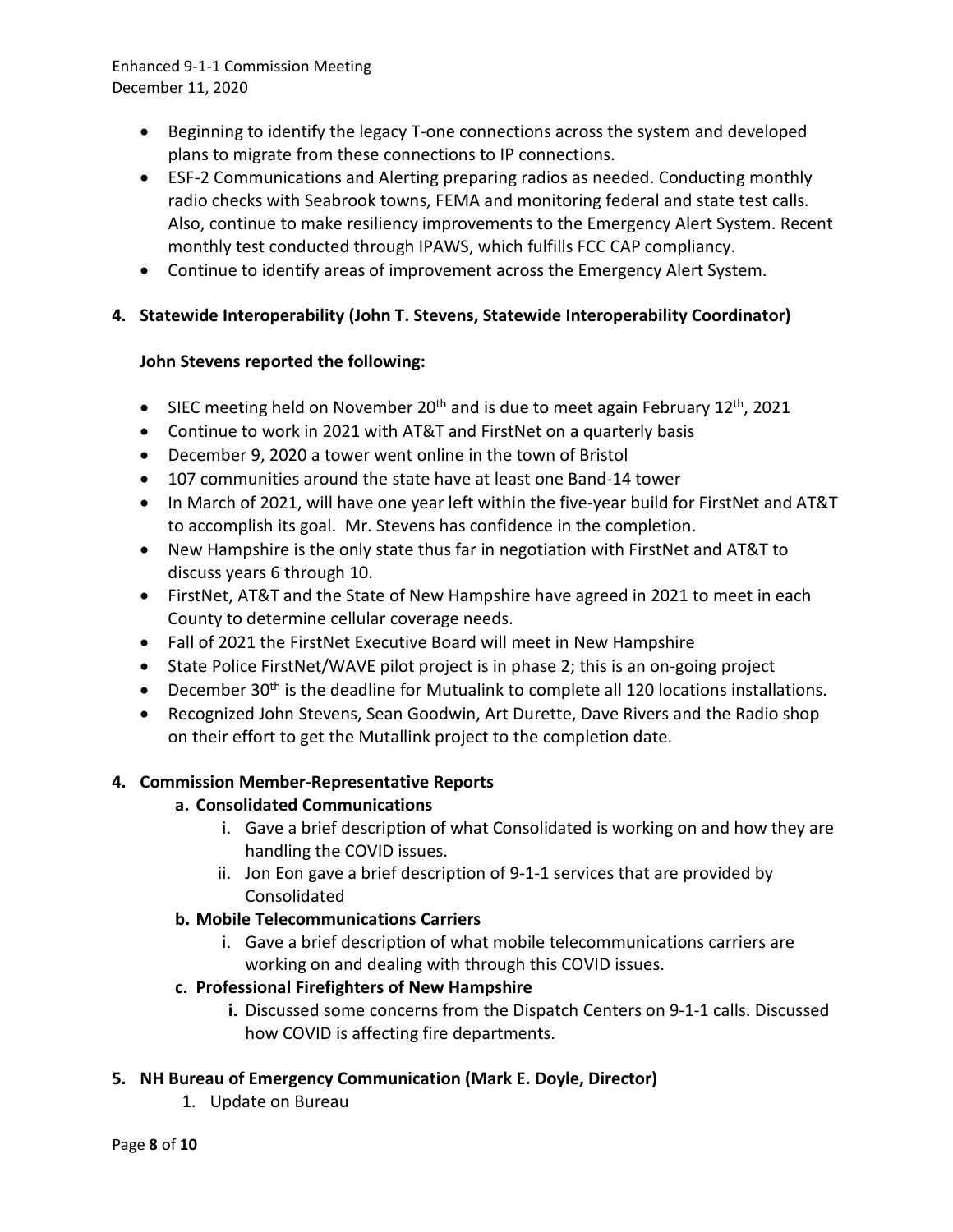- Beginning to identify the legacy T-one connections across the system and developed plans to migrate from these connections to IP connections.
- ESF-2 Communications and Alerting preparing radios as needed. Conducting monthly radio checks with Seabrook towns, FEMA and monitoring federal and state test calls. Also, continue to make resiliency improvements to the Emergency Alert System. Recent monthly test conducted through IPAWS, which fulfills FCC CAP compliancy.
- Continue to identify areas of improvement across the Emergency Alert System.

**4. Statewide Interoperability (John T. Stevens, Statewide Interoperability Coordinator)**

**John Stevens reported the following:**

- SIEC meeting held on November 20th and is due to meet again February 12th, 2021
- Continue to work in 2021 with AT&T and FirstNet on a quarterly basis
- December 9, 2020 a tower went online in the town of Bristol
- 107 communities around the state have at least one Band-14 tower
- In March of 2021, will have one year left within the five-year build for FirstNet and AT&T to accomplish its goal. Mr. Stevens has confidence in the completion.
- New Hampshire is the only state thus far in negotiation with FirstNet and AT&T to discuss years 6 through 10.
- FirstNet, AT&T and the State of New Hampshire have agreed in 2021 to meet in each County to determine cellular coverage needs.
- Fall of 2021 the FirstNet Executive Board will meet in New Hampshire
- State Police FirstNet/WAVE pilot project is in phase 2; this is an on-going project
- December 30th is the deadline for Mutualink to complete all 120 locations installations.
- Recognized John Stevens, Sean Goodwin, Art Durette, Dave Rivers and the Radio shop on their effort to get the Mutallink project to the completion date.

**4. Commission Member-Representative Reports**

**a. Consolidated Communications**

i. Gave a brief description of what Consolidated is working on and how they are handling the COVID issues.

ii. Jon Eon gave a brief description of 9-1-1 services that are provided by Consolidated

**b. Mobile Telecommunications Carriers**

i. Gave a brief description of what mobile telecommunications carriers are working on and dealing with through this COVID issues.

**c. Professional Firefighters of New Hampshire**

**i.** Discussed some concerns from the Dispatch Centers on 9-1-1 calls. Discussed how COVID is affecting fire departments.

**5. NH Bureau of Emergency Communication (Mark E. Doyle, Director)**

1. Update on Bureau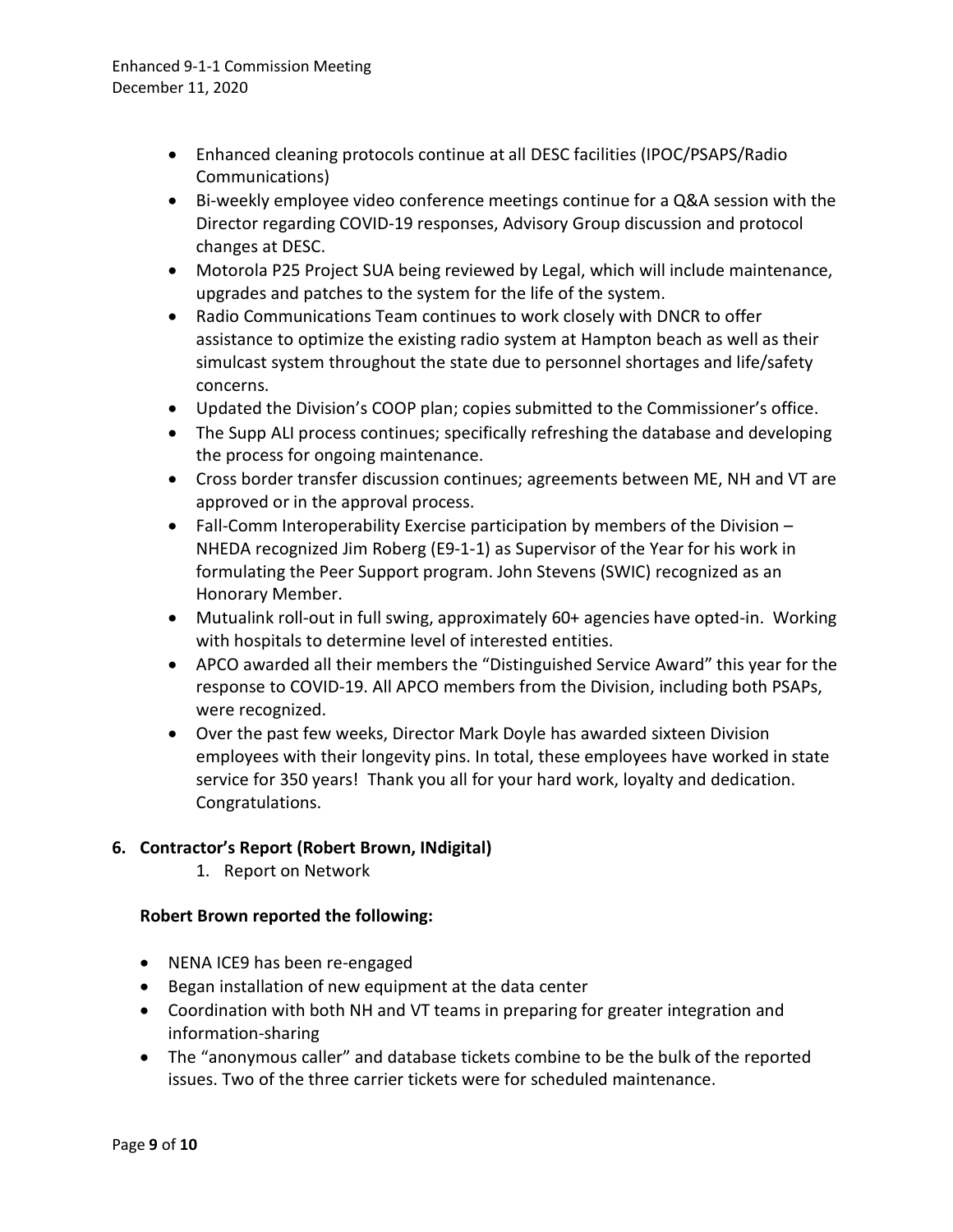- Enhanced cleaning protocols continue at all DESC facilities (IPOC/PSAPS/Radio Communications)
- Bi-weekly employee video conference meetings continue for a Q&A session with the Director regarding COVID-19 responses, Advisory Group discussion and protocol changes at DESC.
- Motorola P25 Project SUA being reviewed by Legal, which will include maintenance, upgrades and patches to the system for the life of the system.
- Radio Communications Team continues to work closely with DNCR to offer assistance to optimize the existing radio system at Hampton beach as well as their simulcast system throughout the state due to personnel shortages and life/safety concerns.
- Updated the Division's COOP plan; copies submitted to the Commissioner's office.
- The Supp ALI process continues; specifically refreshing the database and developing the process for ongoing maintenance.
- Cross border transfer discussion continues; agreements between ME, NH and VT are approved or in the approval process.
- Fall-Comm Interoperability Exercise participation by members of the Division – NHEDA recognized Jim Roberg (E9-1-1) as Supervisor of the Year for his work in formulating the Peer Support program. John Stevens (SWIC) recognized as an Honorary Member.
- Mutualink roll-out in full swing, approximately 60+ agencies have opted-in. Working with hospitals to determine level of interested entities.
- APCO awarded all their members the "Distinguished Service Award" this year for the response to COVID-19. All APCO members from the Division, including both PSAPs, were recognized.
- Over the past few weeks, Director Mark Doyle has awarded sixteen Division employees with their longevity pins. In total, these employees have worked in state service for 350 years! Thank you all for your hard work, loyalty and dedication. Congratulations.

**6. Contractor's Report (Robert Brown, INdigital)**

1. Report on Network

**Robert Brown reported the following:**

- NENA ICE9 has been re-engaged
- Began installation of new equipment at the data center
- Coordination with both NH and VT teams in preparing for greater integration and information-sharing
- The "anonymous caller" and database tickets combine to be the bulk of the reported issues. Two of the three carrier tickets were for scheduled maintenance.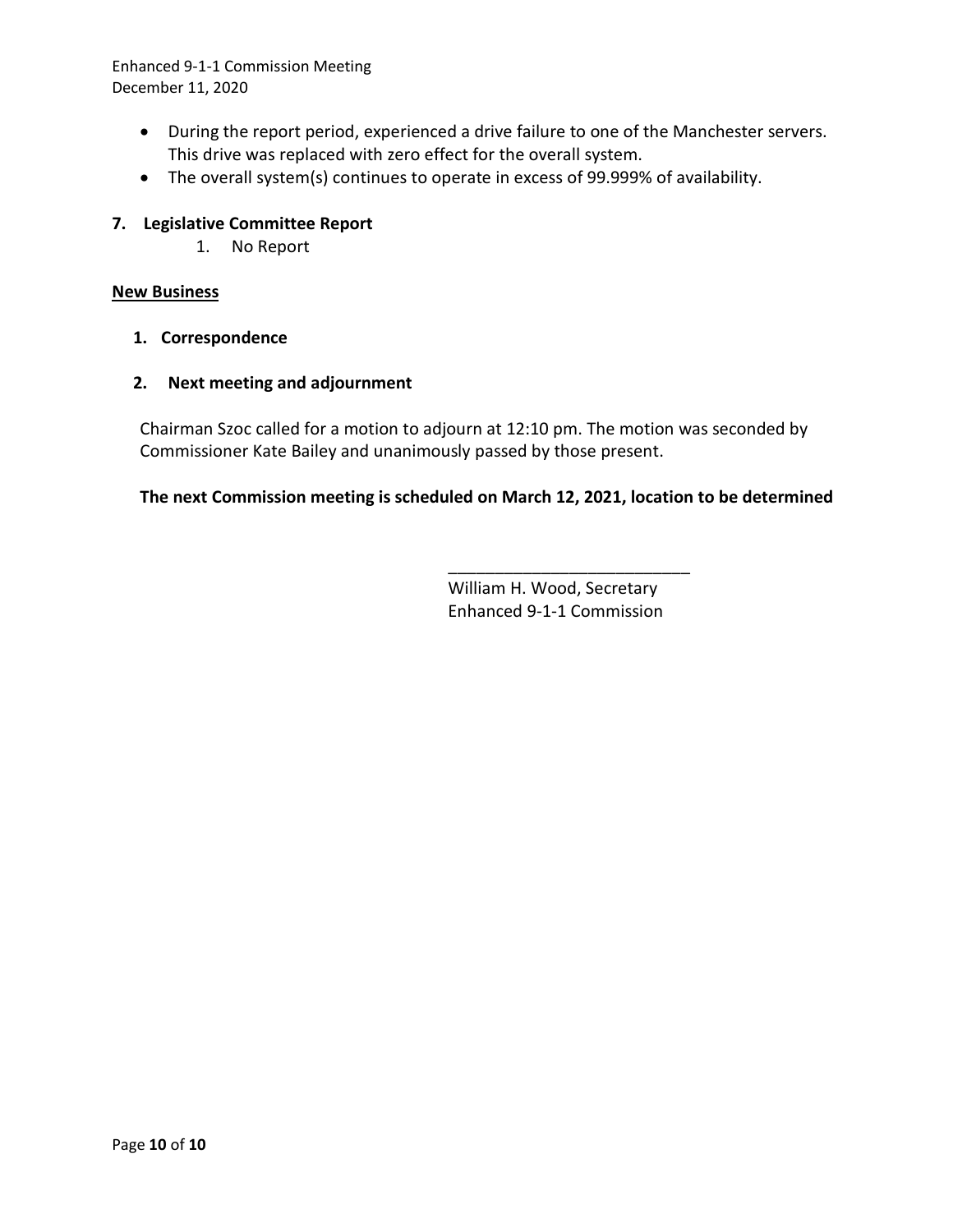- During the report period, experienced a drive failure to one of the Manchester servers. This drive was replaced with zero effect for the overall system.
- The overall system(s) continues to operate in excess of 99.999% of availability.

**7. Legislative Committee Report**

1. No Report

**New Business**

**1. Correspondence**

**2. Next meeting and adjournment**

Chairman Szoc called for a motion to adjourn at 12:10 pm. The motion was seconded by Commissioner Kate Bailey and unanimously passed by those present.

**The next Commission meeting is scheduled on March 12, 2021, location to be determined**

___________________________

William H. Wood, Secretary
Enhanced 9-1-1 Commission